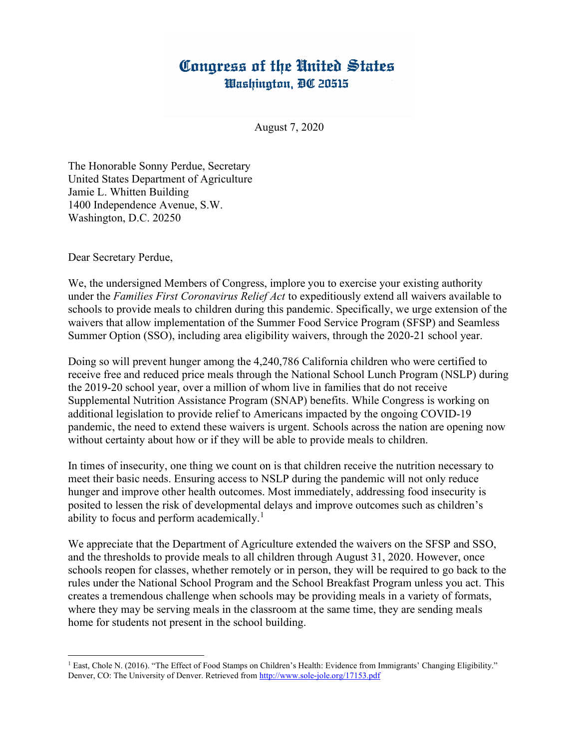# Congress of the United States
## Washington, DC 20515

August 7, 2020

The Honorable Sonny Perdue, Secretary
United States Department of Agriculture
Jamie L. Whitten Building
1400 Independence Avenue, S.W.
Washington, D.C. 20250

Dear Secretary Perdue,

We, the undersigned Members of Congress, implore you to exercise your existing authority under the *Families First Coronavirus Relief Act* to expeditiously extend all waivers available to schools to provide meals to children during this pandemic. Specifically, we urge extension of the waivers that allow implementation of the Summer Food Service Program (SFSP) and Seamless Summer Option (SSO), including area eligibility waivers, through the 2020-21 school year.

Doing so will prevent hunger among the 4,240,786 California children who were certified to receive free and reduced price meals through the National School Lunch Program (NSLP) during the 2019-20 school year, over a million of whom live in families that do not receive Supplemental Nutrition Assistance Program (SNAP) benefits. While Congress is working on additional legislation to provide relief to Americans impacted by the ongoing COVID-19 pandemic, the need to extend these waivers is urgent. Schools across the nation are opening now without certainty about how or if they will be able to provide meals to children.

In times of insecurity, one thing we count on is that children receive the nutrition necessary to meet their basic needs. Ensuring access to NSLP during the pandemic will not only reduce hunger and improve other health outcomes. Most immediately, addressing food insecurity is posited to lessen the risk of developmental delays and improve outcomes such as children's ability to focus and perform academically.[1]

We appreciate that the Department of Agriculture extended the waivers on the SFSP and SSO, and the thresholds to provide meals to all children through August 31, 2020. However, once schools reopen for classes, whether remotely or in person, they will be required to go back to the rules under the National School Program and the School Breakfast Program unless you act. This creates a tremendous challenge when schools may be providing meals in a variety of formats, where they may be serving meals in the classroom at the same time, they are sending meals home for students not present in the school building.

---

[1] East, Chole N. (2016). "The Effect of Food Stamps on Children's Health: Evidence from Immigrants' Changing Eligibility." Denver, CO: The University of Denver. Retrieved from http://www.sole-jole.org/17153.pdf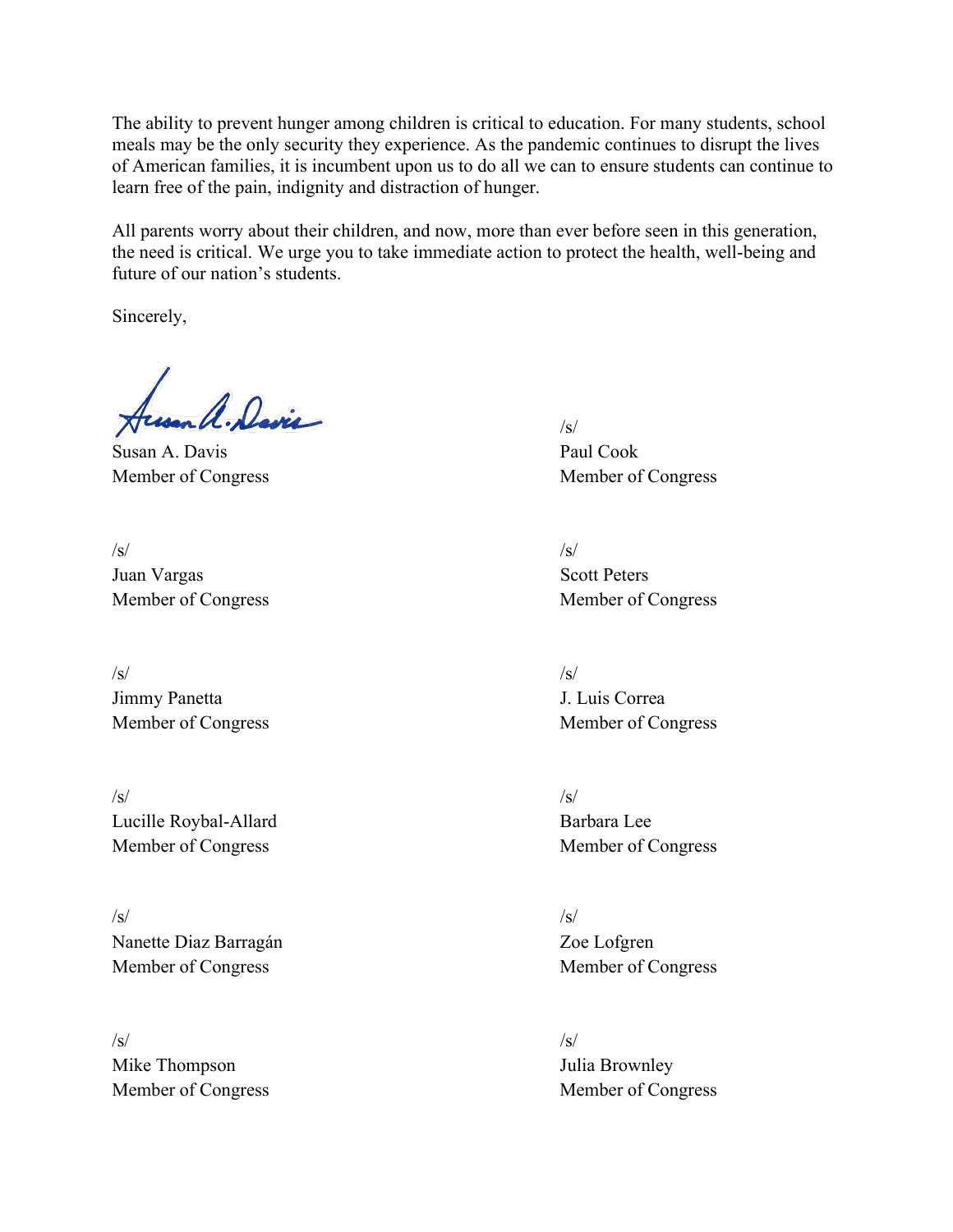The ability to prevent hunger among children is critical to education. For many students, school meals may be the only security they experience. As the pandemic continues to disrupt the lives of American families, it is incumbent upon us to do all we can to ensure students can continue to learn free of the pain, indignity and distraction of hunger.

All parents worry about their children, and now, more than ever before seen in this generation, the need is critical. We urge you to take immediate action to protect the health, well-being and future of our nation's students.

Sincerely,

Susan A. Davis
Member of Congress

/s/
Paul Cook
Member of Congress

/s/
Juan Vargas
Member of Congress

/s/
Scott Peters
Member of Congress

/s/
Jimmy Panetta
Member of Congress

/s/
J. Luis Correa
Member of Congress

/s/
Lucille Roybal-Allard
Member of Congress

/s/
Barbara Lee
Member of Congress

/s/
Nanette Diaz Barragán
Member of Congress

/s/
Zoe Lofgren
Member of Congress

/s/
Mike Thompson
Member of Congress

/s/
Julia Brownley
Member of Congress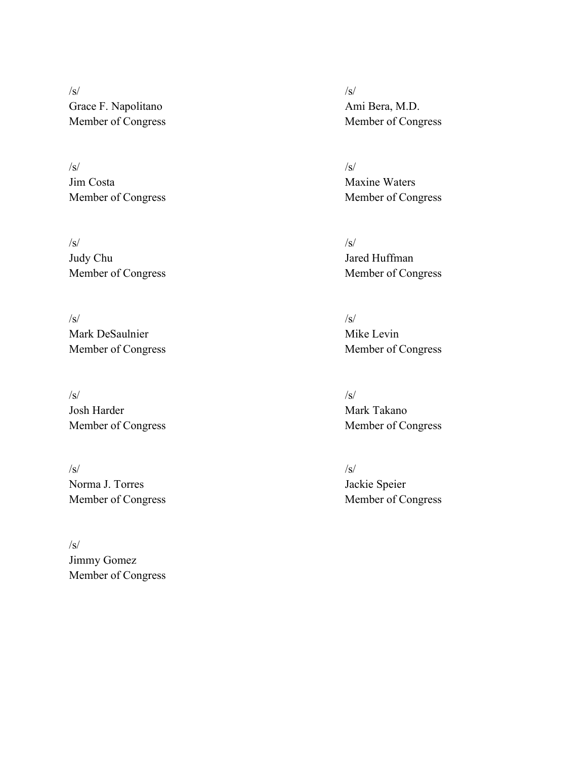/s/
Grace F. Napolitano
Member of Congress

/s/
Ami Bera, M.D.
Member of Congress

/s/
Jim Costa
Member of Congress

/s/
Maxine Waters
Member of Congress

/s/
Judy Chu
Member of Congress

/s/
Jared Huffman
Member of Congress

/s/
Mark DeSaulnier
Member of Congress

/s/
Mike Levin
Member of Congress

/s/
Josh Harder
Member of Congress

/s/
Mark Takano
Member of Congress

/s/
Norma J. Torres
Member of Congress

/s/
Jackie Speier
Member of Congress

/s/
Jimmy Gomez
Member of Congress